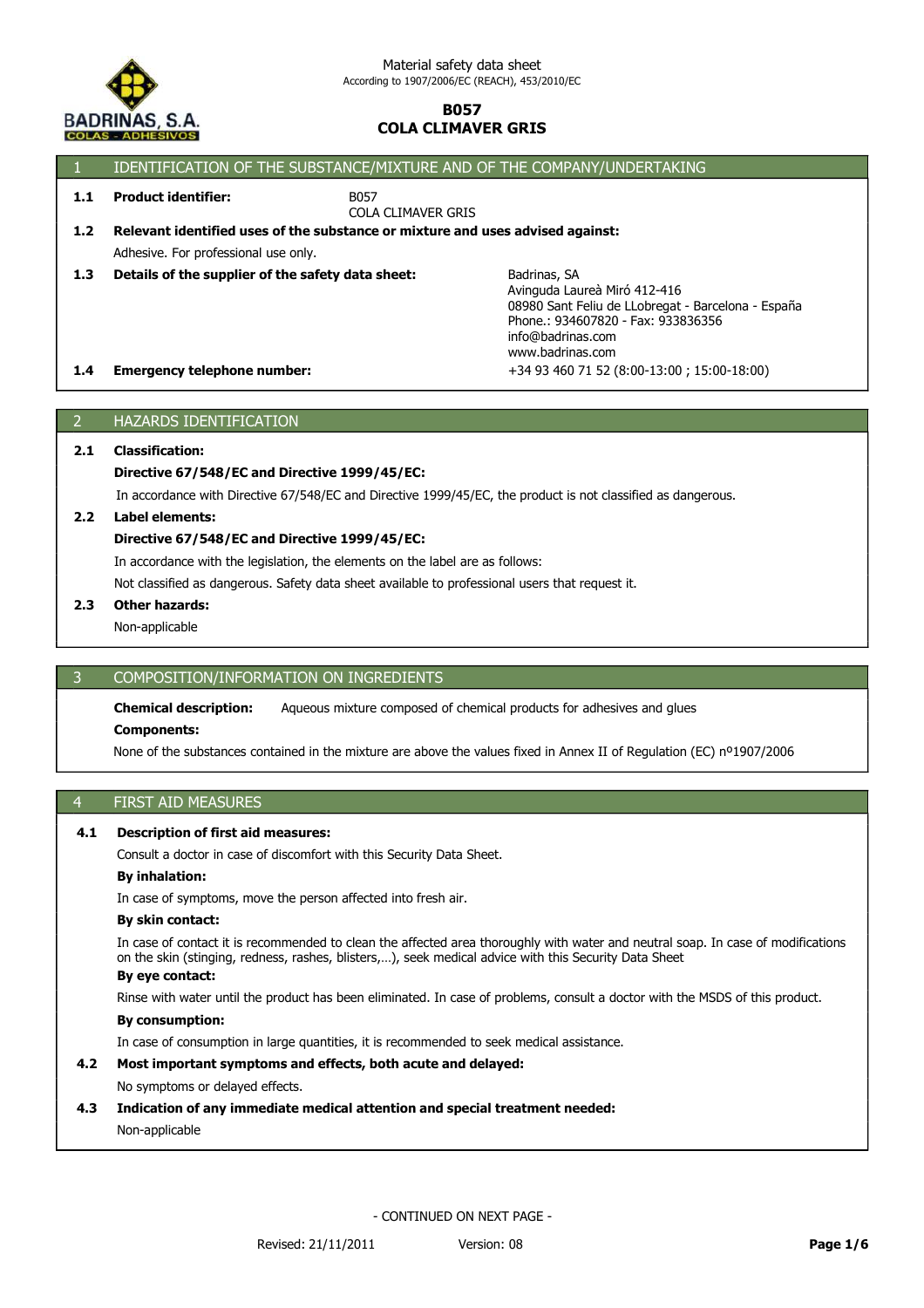Material safety data sheet
According to 1907/2006/EC (REACH), 453/2010/EC

# B057
# COLA CLIMAVER GRIS

## 1 IDENTIFICATION OF THE SUBSTANCE/MIXTURE AND OF THE COMPANY/UNDERTAKING

**1.1 Product identifier:** B057
COLA CLIMAVER GRIS

**1.2 Relevant identified uses of the substance or mixture and uses advised against:**

Adhesive. For professional use only.

**1.3 Details of the supplier of the safety data sheet:**

Badrinas, SA
Avinguda Laureà Miró 412-416
08980 Sant Feliu de LLobregat - Barcelona - España
Phone.: 934607820 - Fax: 933836356
info@badrinas.com
www.badrinas.com

**1.4 Emergency telephone number:** +34 93 460 71 52 (8:00-13:00 ; 15:00-18:00)

## 2 HAZARDS IDENTIFICATION

**2.1 Classification:**

**Directive 67/548/EC and Directive 1999/45/EC:**

In accordance with Directive 67/548/EC and Directive 1999/45/EC, the product is not classified as dangerous.

**2.2 Label elements:**

**Directive 67/548/EC and Directive 1999/45/EC:**

In accordance with the legislation, the elements on the label are as follows:

Not classified as dangerous. Safety data sheet available to professional users that request it.

**2.3 Other hazards:**

Non-applicable

## 3 COMPOSITION/INFORMATION ON INGREDIENTS

**Chemical description:** Aqueous mixture composed of chemical products for adhesives and glues

**Components:**

None of the substances contained in the mixture are above the values fixed in Annex II of Regulation (EC) nº1907/2006

## 4 FIRST AID MEASURES

**4.1 Description of first aid measures:**

Consult a doctor in case of discomfort with this Security Data Sheet.

**By inhalation:**

In case of symptoms, move the person affected into fresh air.

**By skin contact:**

In case of contact it is recommended to clean the affected area thoroughly with water and neutral soap. In case of modifications on the skin (stinging, redness, rashes, blisters,…), seek medical advice with this Security Data Sheet

**By eye contact:**

Rinse with water until the product has been eliminated. In case of problems, consult a doctor with the MSDS of this product.

**By consumption:**

In case of consumption in large quantities, it is recommended to seek medical assistance.

**4.2 Most important symptoms and effects, both acute and delayed:**

No symptoms or delayed effects.

**4.3 Indication of any immediate medical attention and special treatment needed:**

Non-applicable

- CONTINUED ON NEXT PAGE -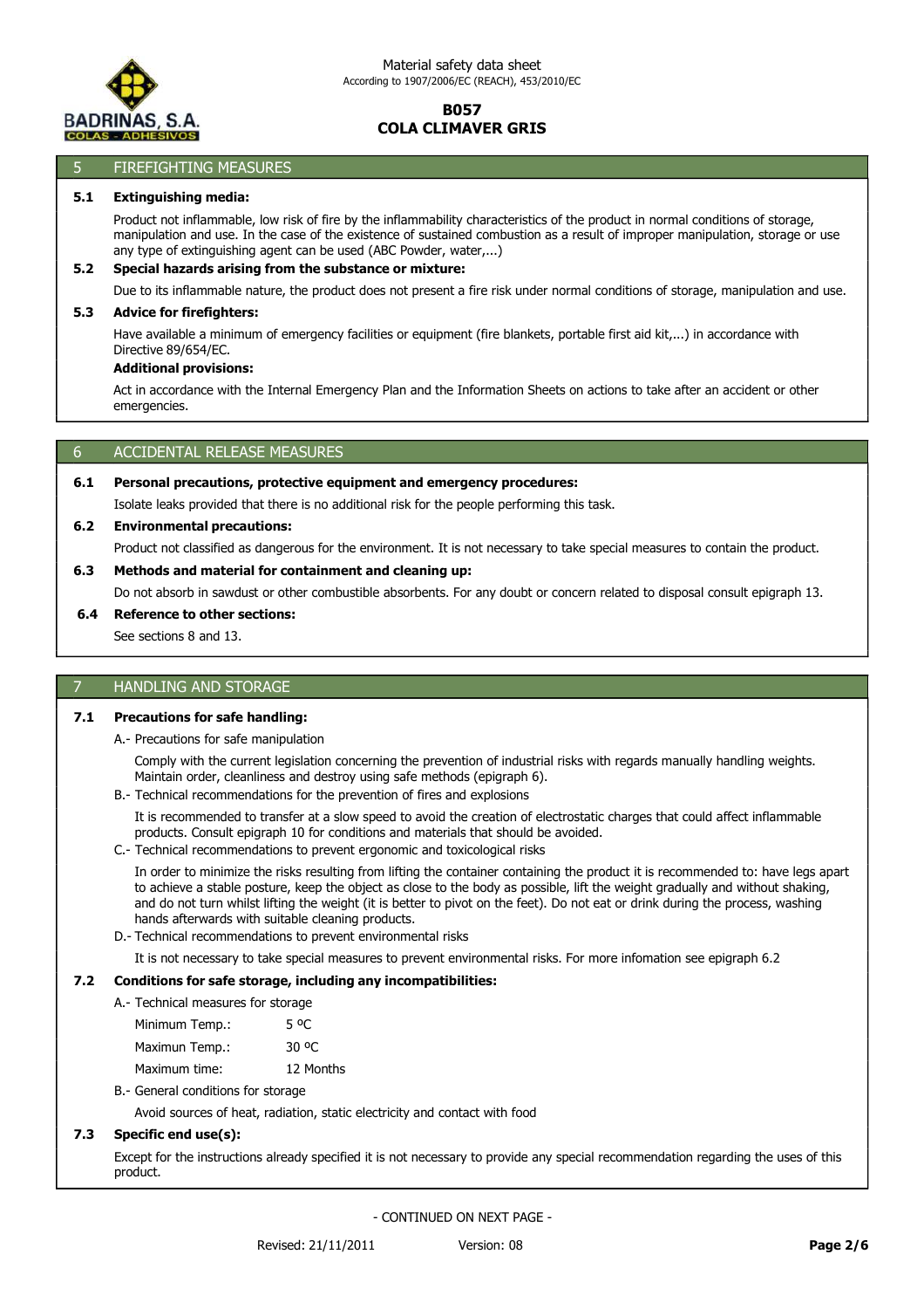## 5 FIREFIGHTING MEASURES

**5.1 Extinguishing media:**

Product not inflammable, low risk of fire by the inflammability characteristics of the product in normal conditions of storage, manipulation and use. In the case of the existence of sustained combustion as a result of improper manipulation, storage or use any type of extinguishing agent can be used (ABC Powder, water,...)

**5.2 Special hazards arising from the substance or mixture:**

Due to its inflammable nature, the product does not present a fire risk under normal conditions of storage, manipulation and use.

**5.3 Advice for firefighters:**

Have available a minimum of emergency facilities or equipment (fire blankets, portable first aid kit,...) in accordance with Directive 89/654/EC.

**Additional provisions:**

Act in accordance with the Internal Emergency Plan and the Information Sheets on actions to take after an accident or other emergencies.

## 6 ACCIDENTAL RELEASE MEASURES

**6.1 Personal precautions, protective equipment and emergency procedures:**

Isolate leaks provided that there is no additional risk for the people performing this task.

**6.2 Environmental precautions:**

Product not classified as dangerous for the environment. It is not necessary to take special measures to contain the product.

**6.3 Methods and material for containment and cleaning up:**

Do not absorb in sawdust or other combustible absorbents. For any doubt or concern related to disposal consult epigraph 13.

**6.4 Reference to other sections:**

See sections 8 and 13.

## 7 HANDLING AND STORAGE

**7.1 Precautions for safe handling:**

A.- Precautions for safe manipulation

Comply with the current legislation concerning the prevention of industrial risks with regards manually handling weights. Maintain order, cleanliness and destroy using safe methods (epigraph 6).

B.- Technical recommendations for the prevention of fires and explosions

It is recommended to transfer at a slow speed to avoid the creation of electrostatic charges that could affect inflammable products. Consult epigraph 10 for conditions and materials that should be avoided.

C.- Technical recommendations to prevent ergonomic and toxicological risks

In order to minimize the risks resulting from lifting the container containing the product it is recommended to: have legs apart to achieve a stable posture, keep the object as close to the body as possible, lift the weight gradually and without shaking, and do not turn whilst lifting the weight (it is better to pivot on the feet). Do not eat or drink during the process, washing hands afterwards with suitable cleaning products.

D.- Technical recommendations to prevent environmental risks

It is not necessary to take special measures to prevent environmental risks. For more infomation see epigraph 6.2

**7.2 Conditions for safe storage, including any incompatibilities:**

A.- Technical measures for storage

| | |
|---|---|
| Minimum Temp.: | 5 ºC |
| Maximun Temp.: | 30 ºC |
| Maximum time: | 12 Months |

B.- General conditions for storage

Avoid sources of heat, radiation, static electricity and contact with food

**7.3 Specific end use(s):**

Except for the instructions already specified it is not necessary to provide any special recommendation regarding the uses of this product.

- CONTINUED ON NEXT PAGE -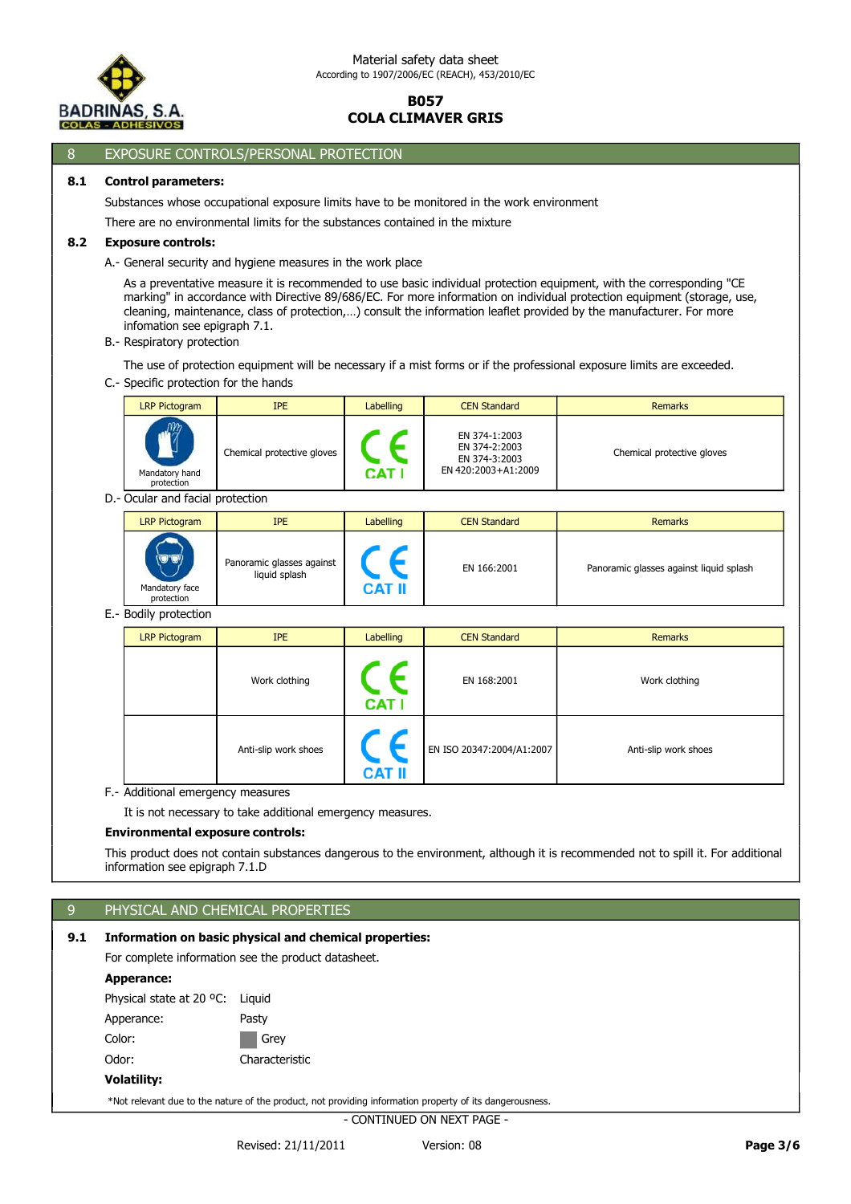## 8 EXPOSURE CONTROLS/PERSONAL PROTECTION

### 8.1 Control parameters:

Substances whose occupational exposure limits have to be monitored in the work environment

There are no environmental limits for the substances contained in the mixture

### 8.2 Exposure controls:

A.- General security and hygiene measures in the work place

As a preventative measure it is recommended to use basic individual protection equipment, with the corresponding "CE marking" in accordance with Directive 89/686/EC. For more information on individual protection equipment (storage, use, cleaning, maintenance, class of protection,…) consult the information leaflet provided by the manufacturer. For more infomation see epigraph 7.1.

B.- Respiratory protection

The use of protection equipment will be necessary if a mist forms or if the professional exposure limits are exceeded.

C.- Specific protection for the hands

| LRP Pictogram | IPE | Labelling | CEN Standard | Remarks |
|---|---|---|---|---|
| Mandatory hand protection | Chemical protective gloves | CE CAT I | EN 374-1:2003 EN 374-2:2003 EN 374-3:2003 EN 420:2003+A1:2009 | Chemical protective gloves |

D.- Ocular and facial protection

| LRP Pictogram | IPE | Labelling | CEN Standard | Remarks |
|---|---|---|---|---|
| Mandatory face protection | Panoramic glasses against liquid splash | CE CAT II | EN 166:2001 | Panoramic glasses against liquid splash |

E.- Bodily protection

| LRP Pictogram | IPE | Labelling | CEN Standard | Remarks |
|---|---|---|---|---|
| | Work clothing | CE CAT I | EN 168:2001 | Work clothing |
| | Anti-slip work shoes | CE CAT II | EN ISO 20347:2004/A1:2007 | Anti-slip work shoes |

F.- Additional emergency measures

It is not necessary to take additional emergency measures.

**Environmental exposure controls:**

This product does not contain substances dangerous to the environment, although it is recommended not to spill it. For additional information see epigraph 7.1.D

## 9 PHYSICAL AND CHEMICAL PROPERTIES

### 9.1 Information on basic physical and chemical properties:

For complete information see the product datasheet.

**Apperance:**

Physical state at 20 ºC: Liquid

Apperance: Pasty

Color: Grey

Odor: Characteristic

**Volatility:**

*Not relevant due to the nature of the product, not providing information property of its dangerousness.

- CONTINUED ON NEXT PAGE -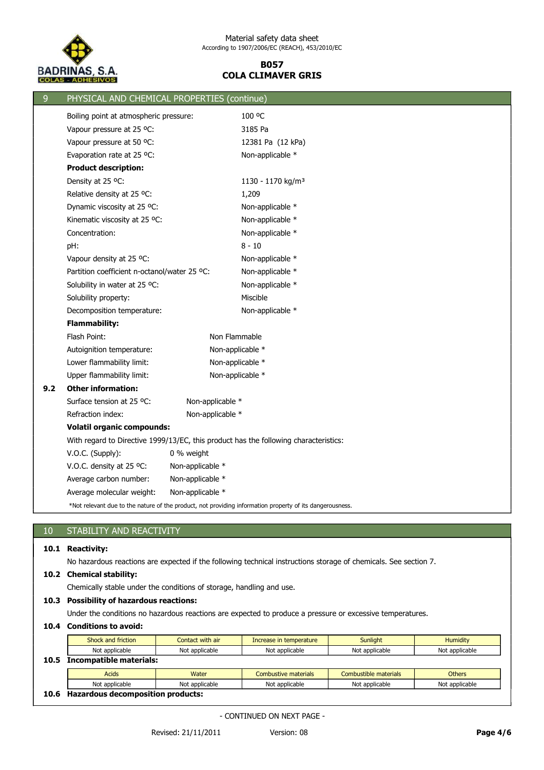## 9 PHYSICAL AND CHEMICAL PROPERTIES (continue)

Boiling point at atmospheric pressure: 100 ºC

Vapour pressure at 25 ºC: 3185 Pa

Vapour pressure at 50 ºC: 12381 Pa (12 kPa)

Evaporation rate at 25 ºC: Non-applicable *

**Product description:**

Density at 25 ºC: 1130 - 1170 kg/m³

Relative density at 25 ºC: 1,209

Dynamic viscosity at 25 ºC: Non-applicable *

Kinematic viscosity at 25 ºC: Non-applicable *

Concentration: Non-applicable *

pH: 8 - 10

Vapour density at 25 ºC: Non-applicable *

Partition coefficient n-octanol/water 25 ºC: Non-applicable *

Solubility in water at 25 ºC: Non-applicable *

Solubility property: Miscible

Decomposition temperature: Non-applicable *

**Flammability:**

Flash Point: Non Flammable

Autoignition temperature: Non-applicable *

Lower flammability limit: Non-applicable *

Upper flammability limit: Non-applicable *

### 9.2 Other information:

Surface tension at 25 ºC: Non-applicable *

Refraction index: Non-applicable *

**Volatil organic compounds:**

With regard to Directive 1999/13/EC, this product has the following characteristics:

V.O.C. (Supply): 0 % weight

V.O.C. density at 25 ºC: Non-applicable *

Average carbon number: Non-applicable *

Average molecular weight: Non-applicable *

*Not relevant due to the nature of the product, not providing information property of its dangerousness.

## 10 STABILITY AND REACTIVITY

### 10.1 Reactivity:

No hazardous reactions are expected if the following technical instructions storage of chemicals. See section 7.

### 10.2 Chemical stability:

Chemically stable under the conditions of storage, handling and use.

### 10.3 Possibility of hazardous reactions:

Under the conditions no hazardous reactions are expected to produce a pressure or excessive temperatures.

### 10.4 Conditions to avoid:

| Shock and friction | Contact with air | Increase in temperature | Sunlight | Humidity |
|---|---|---|---|---|
| Not applicable | Not applicable | Not applicable | Not applicable | Not applicable |

### 10.5 Incompatible materials:

| Acids | Water | Combustive materials | Combustible materials | Others |
|---|---|---|---|---|
| Not applicable | Not applicable | Not applicable | Not applicable | Not applicable |

### 10.6 Hazardous decomposition products:

- CONTINUED ON NEXT PAGE -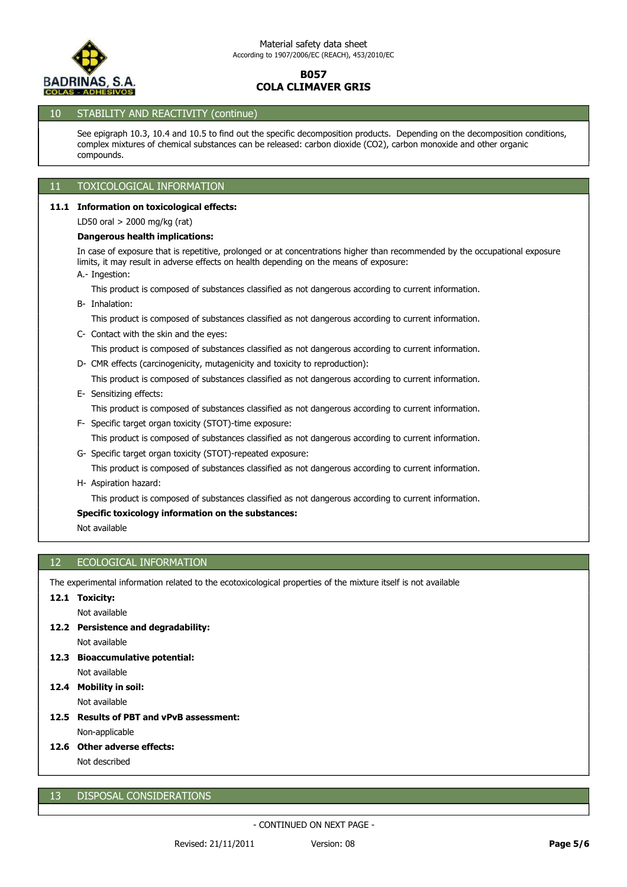## 10 STABILITY AND REACTIVITY (continue)

See epigraph 10.3, 10.4 and 10.5 to find out the specific decomposition products. Depending on the decomposition conditions, complex mixtures of chemical substances can be released: carbon dioxide ($CO_2$), carbon monoxide and other organic compounds.

## 11 TOXICOLOGICAL INFORMATION

### 11.1 Information on toxicological effects:

LD50 oral > 2000 mg/kg (rat)

**Dangerous health implications:**

In case of exposure that is repetitive, prolonged or at concentrations higher than recommended by the occupational exposure limits, it may result in adverse effects on health depending on the means of exposure:

A.- Ingestion:

This product is composed of substances classified as not dangerous according to current information.

B- Inhalation:

This product is composed of substances classified as not dangerous according to current information.

C- Contact with the skin and the eyes:

This product is composed of substances classified as not dangerous according to current information.

D- CMR effects (carcinogenicity, mutagenicity and toxicity to reproduction):

This product is composed of substances classified as not dangerous according to current information.

E- Sensitizing effects:

This product is composed of substances classified as not dangerous according to current information.

F- Specific target organ toxicity (STOT)-time exposure:

This product is composed of substances classified as not dangerous according to current information.

G- Specific target organ toxicity (STOT)-repeated exposure:

This product is composed of substances classified as not dangerous according to current information.

H- Aspiration hazard:

This product is composed of substances classified as not dangerous according to current information.

**Specific toxicology information on the substances:**

Not available

## 12 ECOLOGICAL INFORMATION

The experimental information related to the ecotoxicological properties of the mixture itself is not available

### 12.1 Toxicity:

Not available

### 12.2 Persistence and degradability:

Not available

### 12.3 Bioaccumulative potential:

Not available

### 12.4 Mobility in soil:

Not available

### 12.5 Results of PBT and vPvB assessment:

Non-applicable

### 12.6 Other adverse effects:

Not described

## 13 DISPOSAL CONSIDERATIONS

- CONTINUED ON NEXT PAGE -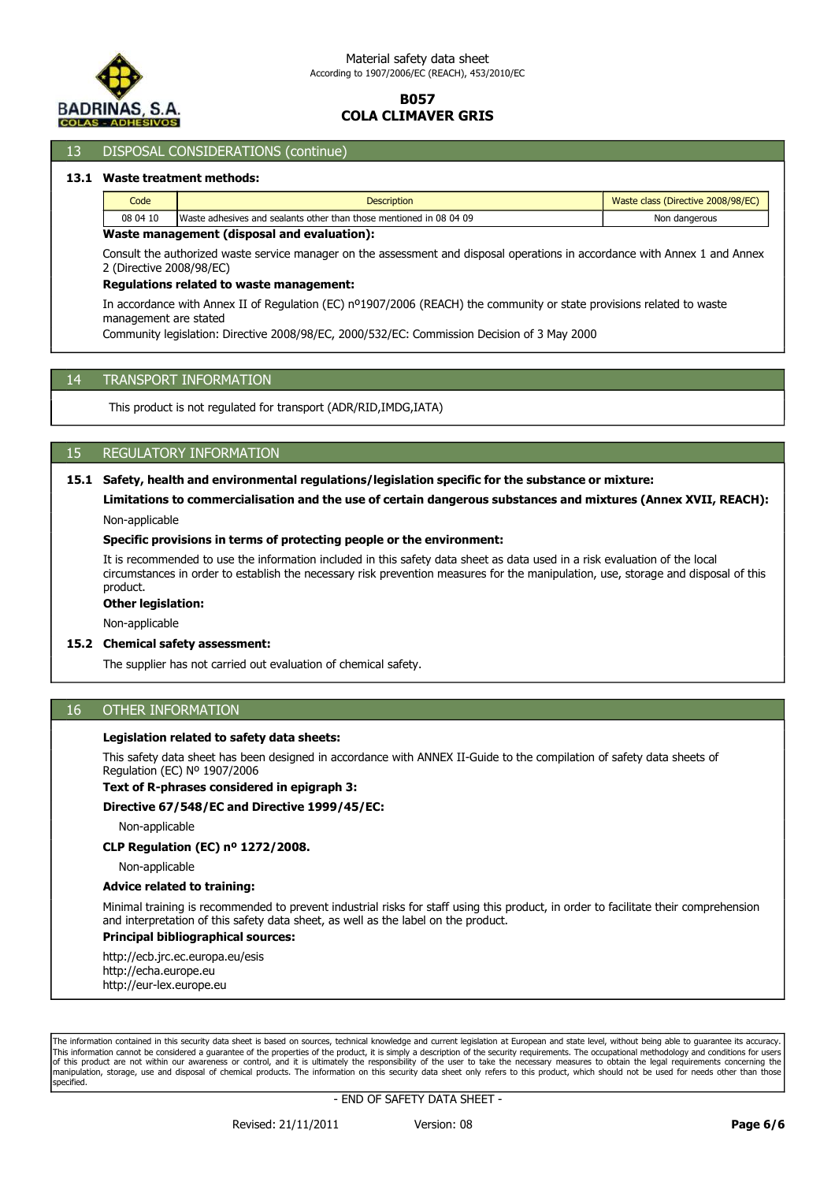## 13 DISPOSAL CONSIDERATIONS (continue)

### 13.1 Waste treatment methods:

| Code | Description | Waste class (Directive 2008/98/EC) |
| --- | --- | --- |
| 08 04 10 | Waste adhesives and sealants other than those mentioned in 08 04 09 | Non dangerous |

**Waste management (disposal and evaluation):**

Consult the authorized waste service manager on the assessment and disposal operations in accordance with Annex 1 and Annex 2 (Directive 2008/98/EC)

**Regulations related to waste management:**

In accordance with Annex II of Regulation (EC) nº1907/2006 (REACH) the community or state provisions related to waste management are stated

Community legislation: Directive 2008/98/EC, 2000/532/EC: Commission Decision of 3 May 2000

## 14 TRANSPORT INFORMATION

This product is not regulated for transport (ADR/RID,IMDG,IATA)

## 15 REGULATORY INFORMATION

### 15.1 Safety, health and environmental regulations/legislation specific for the substance or mixture:

**Limitations to commercialisation and the use of certain dangerous substances and mixtures (Annex XVII, REACH):**

Non-applicable

**Specific provisions in terms of protecting people or the environment:**

It is recommended to use the information included in this safety data sheet as data used in a risk evaluation of the local circumstances in order to establish the necessary risk prevention measures for the manipulation, use, storage and disposal of this product.

**Other legislation:**

Non-applicable

### 15.2 Chemical safety assessment:

The supplier has not carried out evaluation of chemical safety.

## 16 OTHER INFORMATION

**Legislation related to safety data sheets:**

This safety data sheet has been designed in accordance with ANNEX II-Guide to the compilation of safety data sheets of Regulation (EC) Nº 1907/2006

**Text of R-phrases considered in epigraph 3:**

**Directive 67/548/EC and Directive 1999/45/EC:**

Non-applicable

**CLP Regulation (EC) nº 1272/2008.**

Non-applicable

**Advice related to training:**

Minimal training is recommended to prevent industrial risks for staff using this product, in order to facilitate their comprehension and interpretation of this safety data sheet, as well as the label on the product.

**Principal bibliographical sources:**

http://ecb.jrc.ec.europa.eu/esis
http://echa.europe.eu
http://eur-lex.europe.eu

The information contained in this security data sheet is based on sources, technical knowledge and current legislation at European and state level, without being able to guarantee its accuracy. This information cannot be considered a guarantee of the properties of the product, it is simply a description of the security requirements. The occupational methodology and conditions for users of this product are not within our awareness or control, and it is ultimately the responsibility of the user to take the necessary measures to obtain the legal requirements concerning the manipulation, storage, use and disposal of chemical products. The information on this security data sheet only refers to this product, which should not be used for needs other than those specified.

\- END OF SAFETY DATA SHEET -